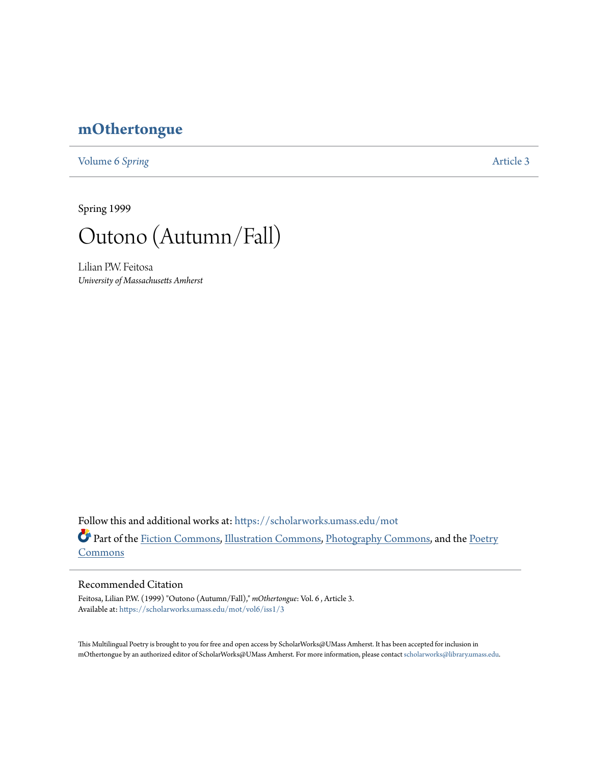# mOthertongue

Volume 6 *Spring* Article 3

Spring 1999

# Outono (Autumn/Fall)

Lilian P.W. Feitosa
*University of Massachusetts Amherst*

Follow this and additional works at: https://scholarworks.umass.edu/mot

Part of the Fiction Commons, Illustration Commons, Photography Commons, and the Poetry Commons

## Recommended Citation

Feitosa, Lilian P.W. (1999) "Outono (Autumn/Fall)," *mOthertongue*: Vol. 6 , Article 3.
Available at: https://scholarworks.umass.edu/mot/vol6/iss1/3

This Multilingual Poetry is brought to you for free and open access by ScholarWorks@UMass Amherst. It has been accepted for inclusion in mOthertongue by an authorized editor of ScholarWorks@UMass Amherst. For more information, please contact scholarworks@library.umass.edu.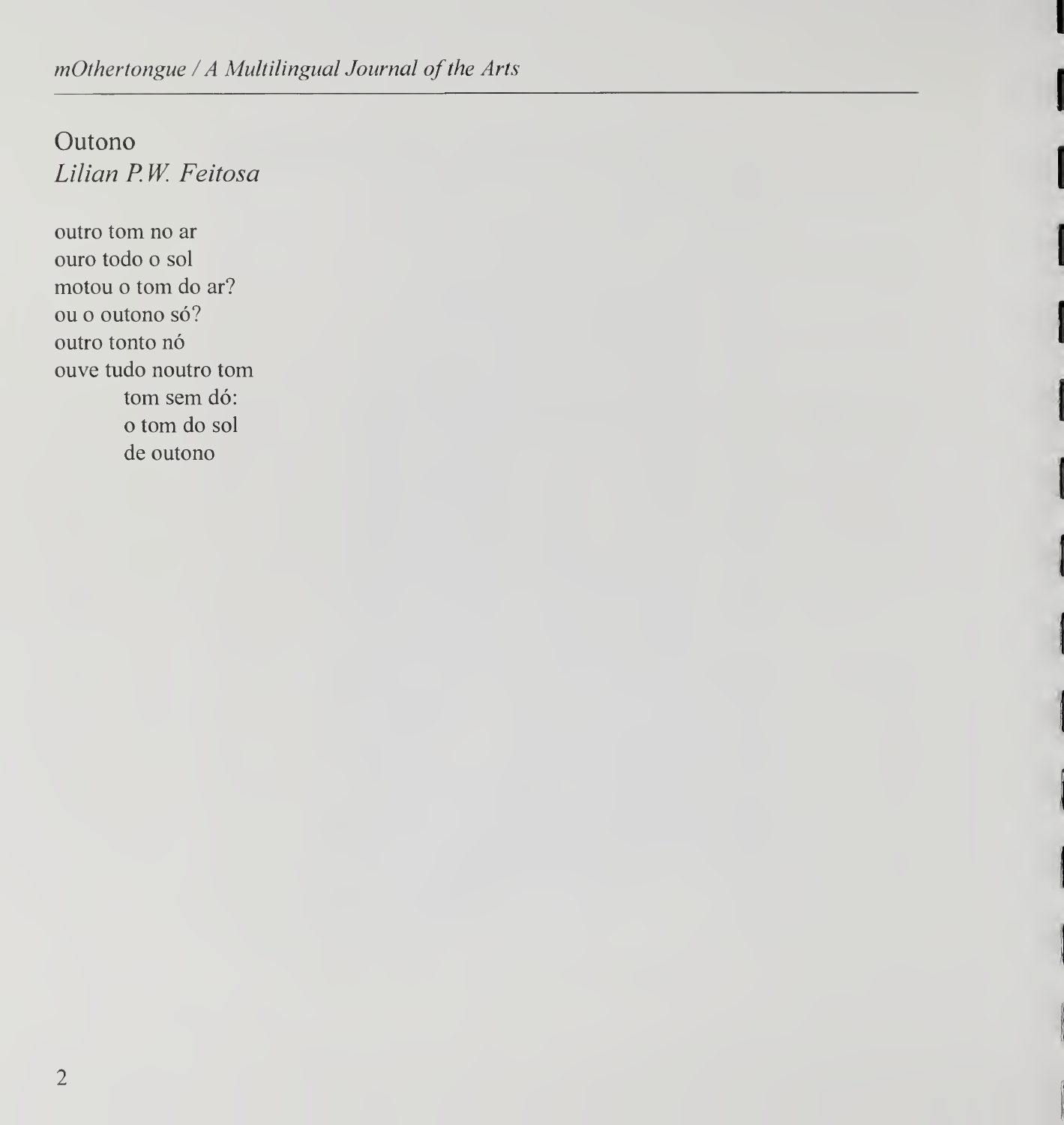# Outono

*Lilian P.W. Feitosa*

outro tom no ar  
ouro todo o sol  
motou o tom do ar?  
ou o outono só?  
outro tonto nó  
ouve tudo noutro tom  
&nbsp;&nbsp;&nbsp;&nbsp;&nbsp;&nbsp;&nbsp;&nbsp;tom sem dó:  
&nbsp;&nbsp;&nbsp;&nbsp;&nbsp;&nbsp;&nbsp;&nbsp;o tom do sol  
&nbsp;&nbsp;&nbsp;&nbsp;&nbsp;&nbsp;&nbsp;&nbsp;de outono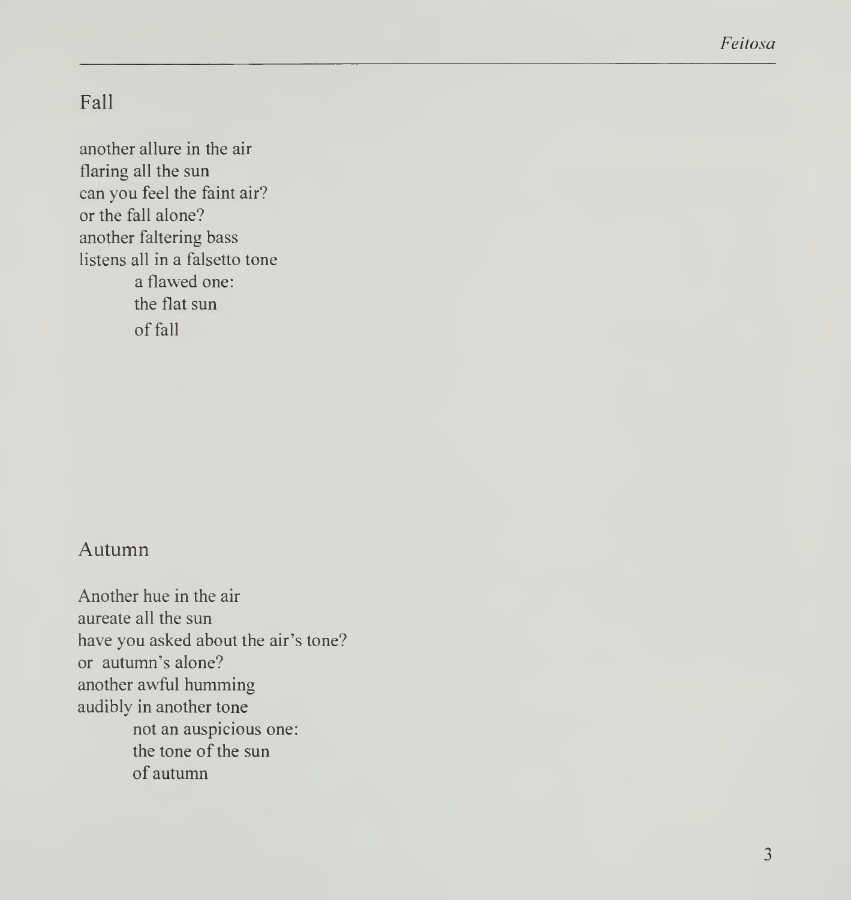## Fall

another allure in the air
flaring all the sun
can you feel the faint air?
or the fall alone?
another faltering bass
listens all in a falsetto tone
        a flawed one:
        the flat sun
        of fall

## Autumn

Another hue in the air
aureate all the sun
have you asked about the air's tone?
or autumn's alone?
another awful humming
audibly in another tone
        not an auspicious one:
        the tone of the sun
        of autumn